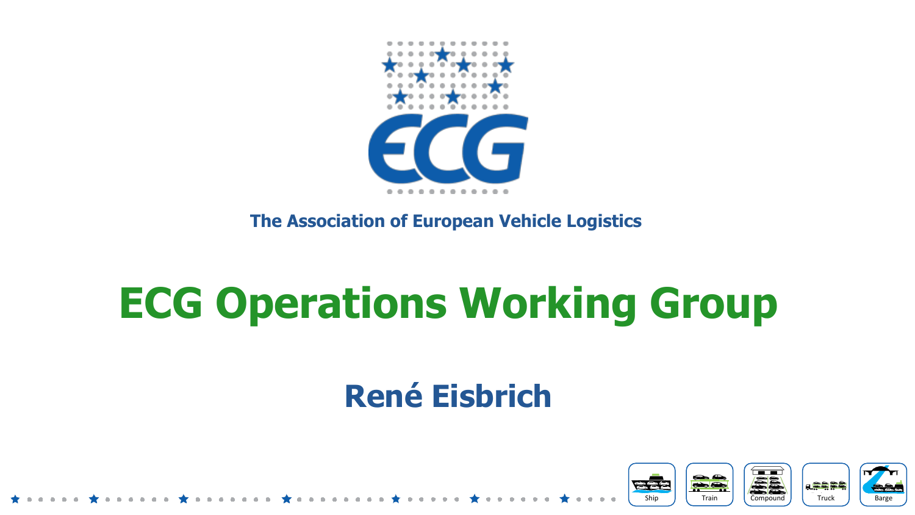ECG

The Association of European Vehicle Logistics

# ECG Operations Working Group

## René Eisbrich

Ship Train Compound Truck Barge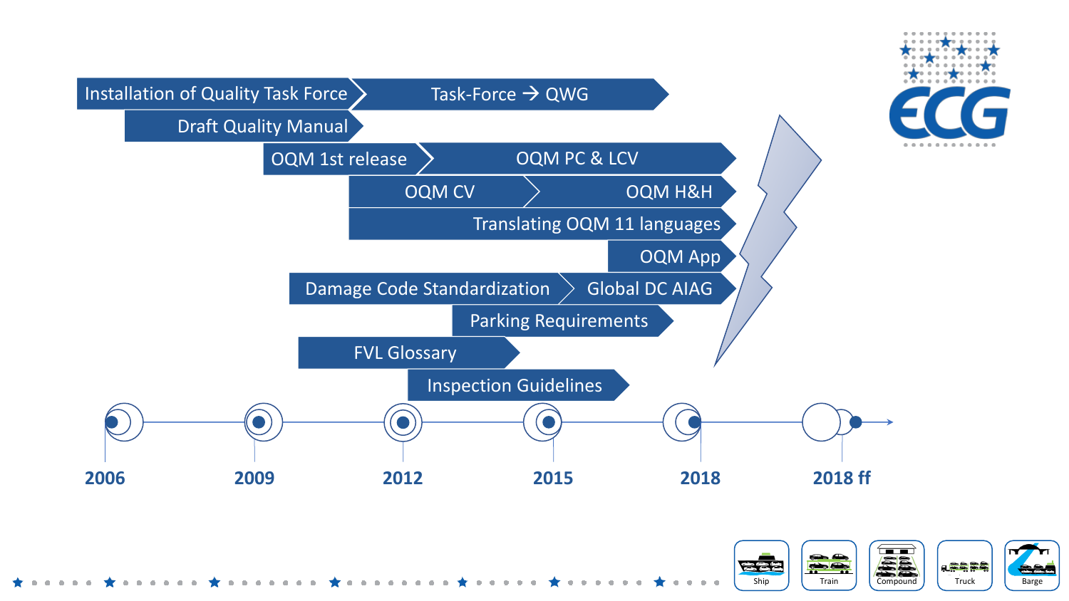- Installation of Quality Task Force → Task-Force → QWG
- Draft Quality Manual
- OQM 1st release → OQM PC & LCV
- OQM CV → OQM H&H
- Translating OQM 11 languages
- OQM App
- Damage Code Standardization → Global DC AIAG
- Parking Requirements
- FVL Glossary
- Inspection Guidelines

2006 — 2009 — 2012 — 2015 — 2018 — 2018 ff

Ship · Train · Compound · Truck · Barge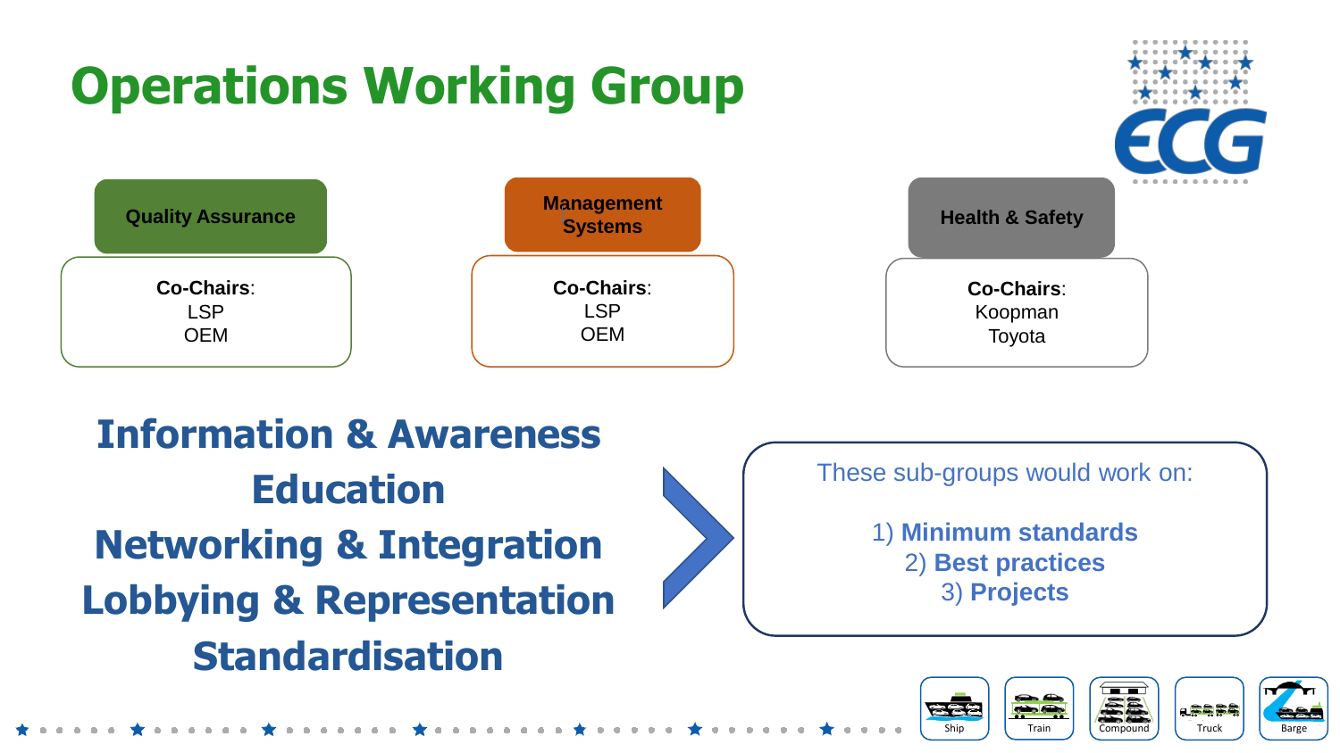# Operations Working Group

**Quality Assurance**

**Co-Chairs**:
LSP
OEM

**Management Systems**

**Co-Chairs**:
LSP
OEM

**Health & Safety**

**Co-Chairs**:
Koopman
Toyota

**Information & Awareness**
**Education**
**Networking & Integration**
**Lobbying & Representation**
**Standardisation**

These sub-groups would work on:

1) **Minimum standards**
2) **Best practices**
3) **Projects**

Ship · Train · Compound · Truck · Barge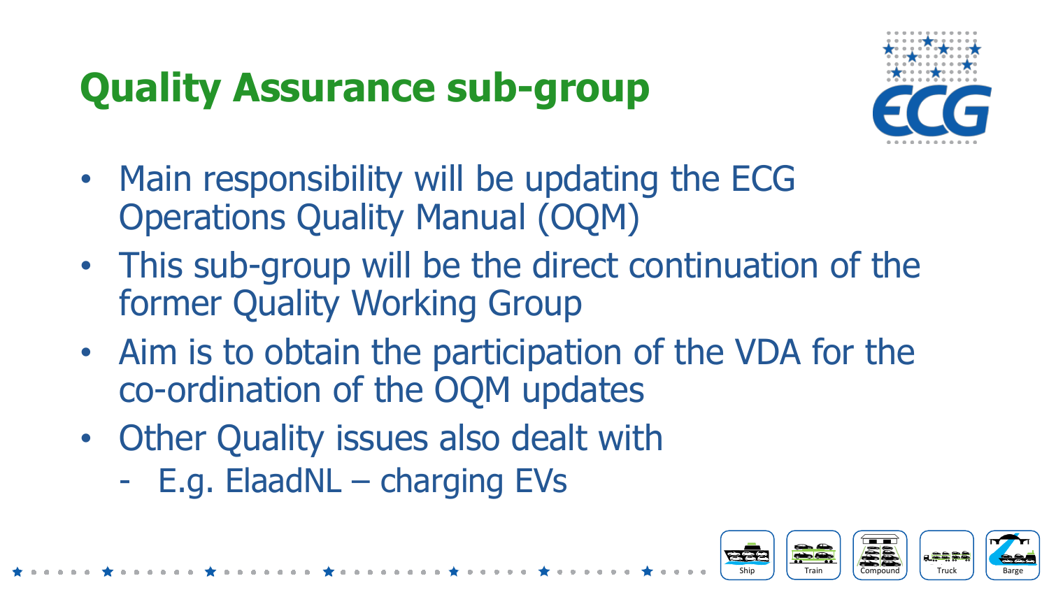# Quality Assurance sub-group

- Main responsibility will be updating the ECG Operations Quality Manual (OQM)
- This sub-group will be the direct continuation of the former Quality Working Group
- Aim is to obtain the participation of the VDA for the co-ordination of the OQM updates
- Other Quality issues also dealt with
  - E.g. ElaadNL – charging EVs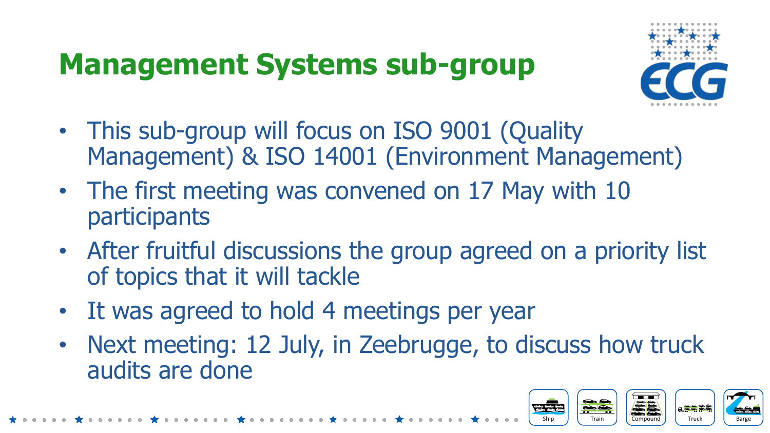# Management Systems sub-group

- This sub-group will focus on ISO 9001 (Quality Management) & ISO 14001 (Environment Management)
- The first meeting was convened on 17 May with 10 participants
- After fruitful discussions the group agreed on a priority list of topics that it will tackle
- It was agreed to hold 4 meetings per year
- Next meeting: 12 July, in Zeebrugge, to discuss how truck audits are done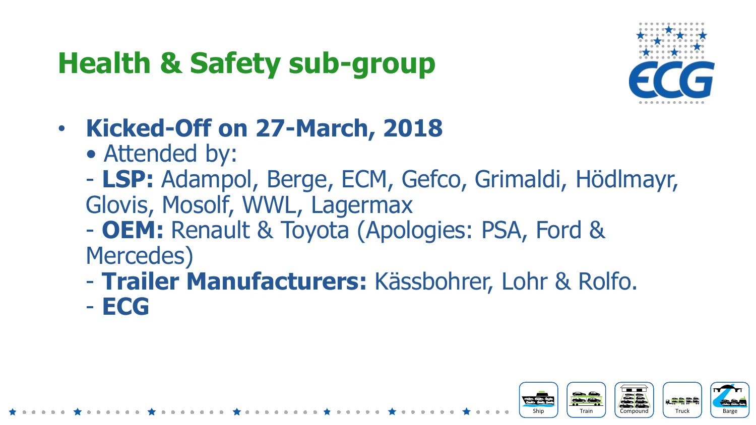# Health & Safety sub-group

- **Kicked-Off on 27-March, 2018**
  - Attended by:
  
  - **LSP:** Adampol, Berge, ECM, Gefco, Grimaldi, Hödlmayr, Glovis, Mosolf, WWL, Lagermax
  - **OEM:** Renault & Toyota (Apologies: PSA, Ford & Mercedes)
  - **Trailer Manufacturers:** Kässbohrer, Lohr & Rolfo.
  - **ECG**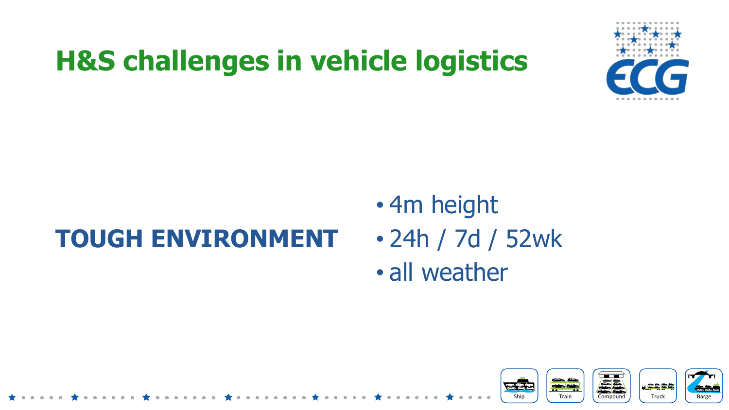# H&S challenges in vehicle logistics

**TOUGH ENVIRONMENT**

- 4m height
- 24h / 7d / 52wk
- all weather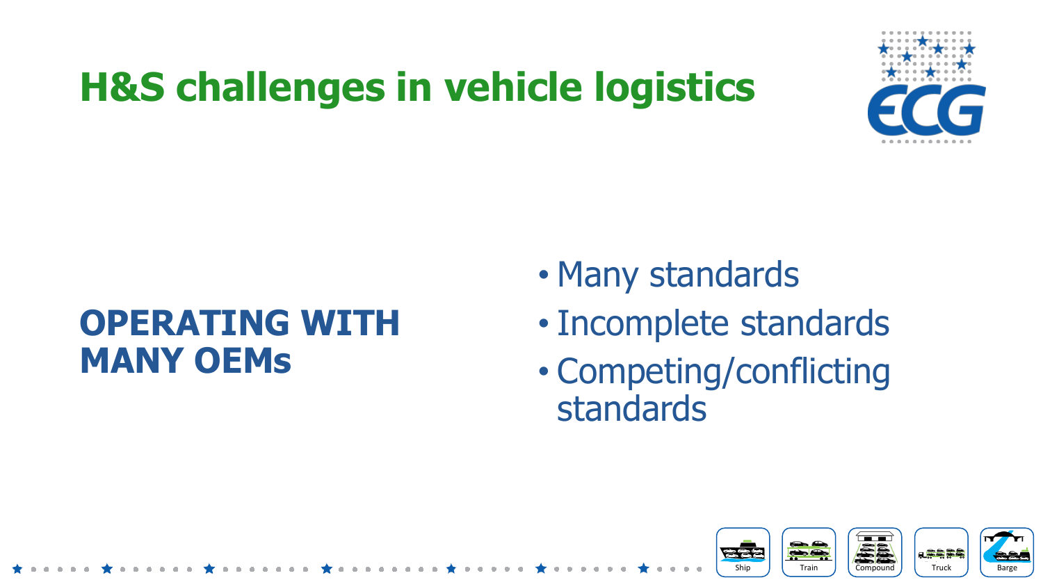# H&S challenges in vehicle logistics

## OPERATING WITH MANY OEMs

- Many standards
- Incomplete standards
- Competing/conflicting standards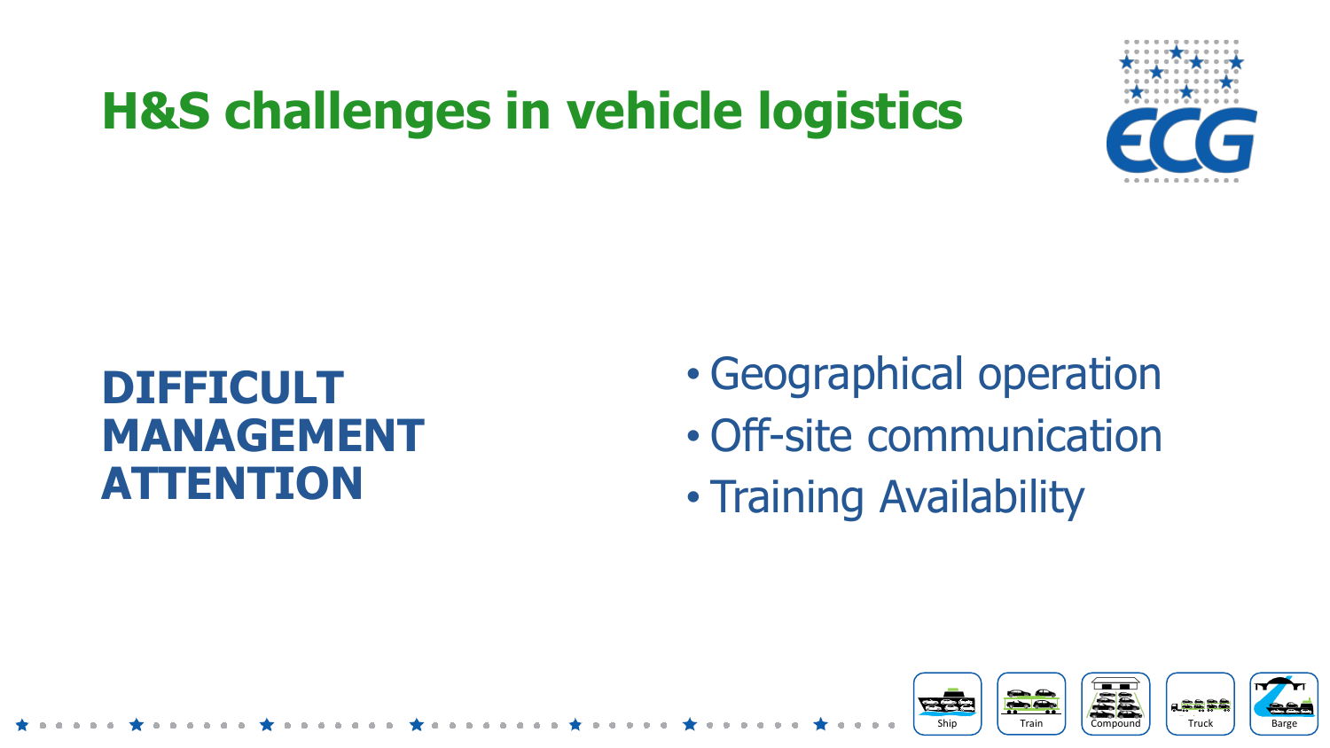# H&S challenges in vehicle logistics

## DIFFICULT MANAGEMENT ATTENTION

- Geographical operation
- Off-site communication
- Training Availability

Ship Train Compound Truck Barge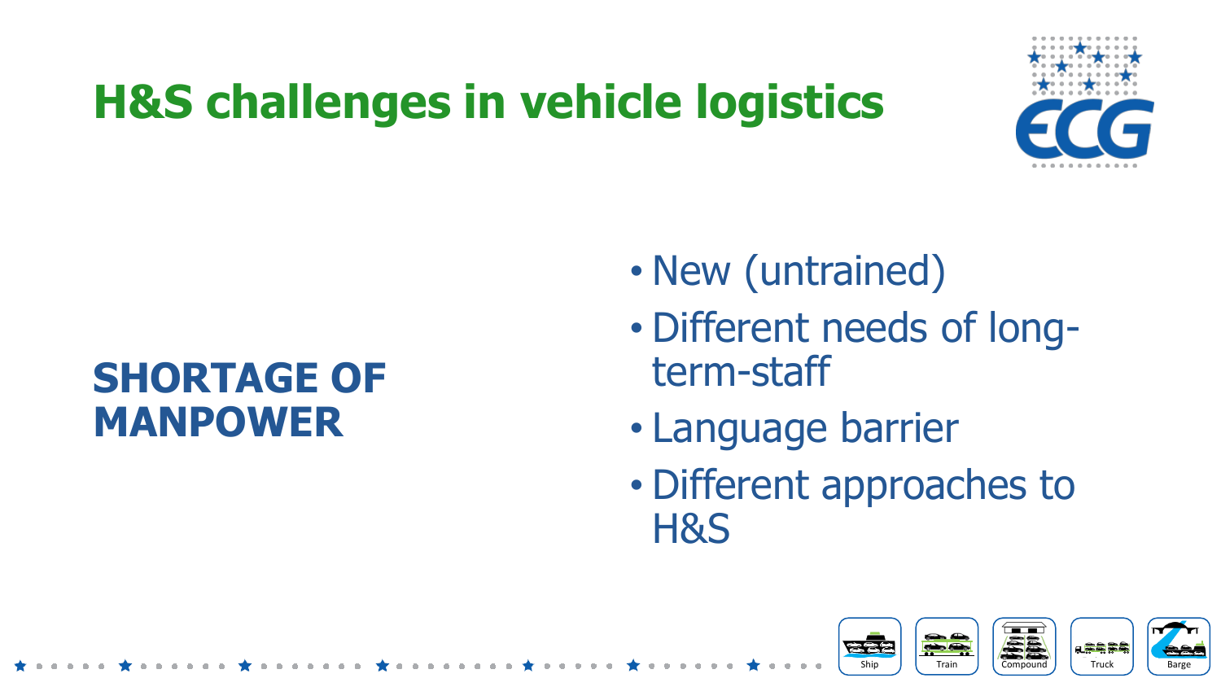# H&S challenges in vehicle logistics

## SHORTAGE OF MANPOWER

- New (untrained)
- Different needs of long-term-staff
- Language barrier
- Different approaches to H&S

Ship Train Compound Truck Barge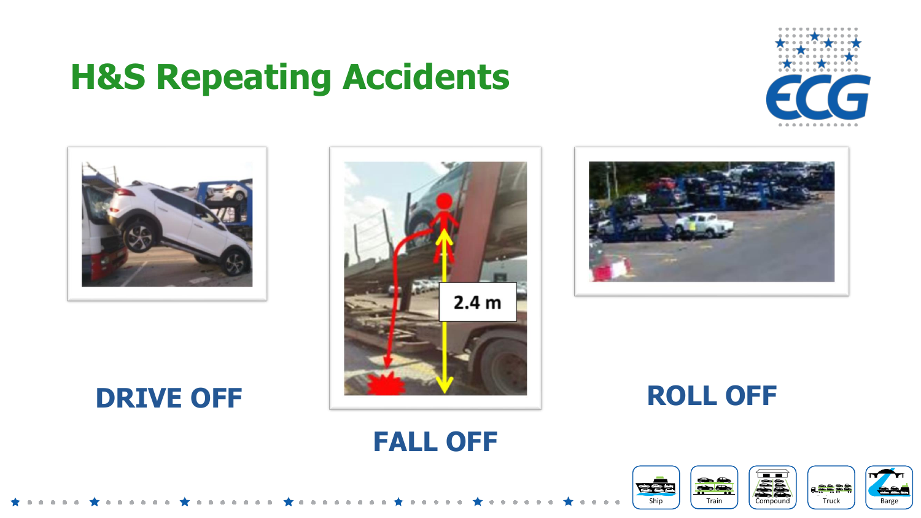# H&S Repeating Accidents

DRIVE OFF

FALL OFF

ROLL OFF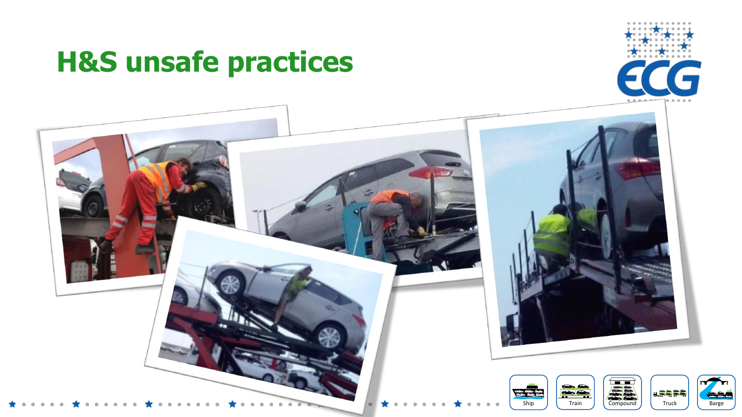# H&S unsafe practices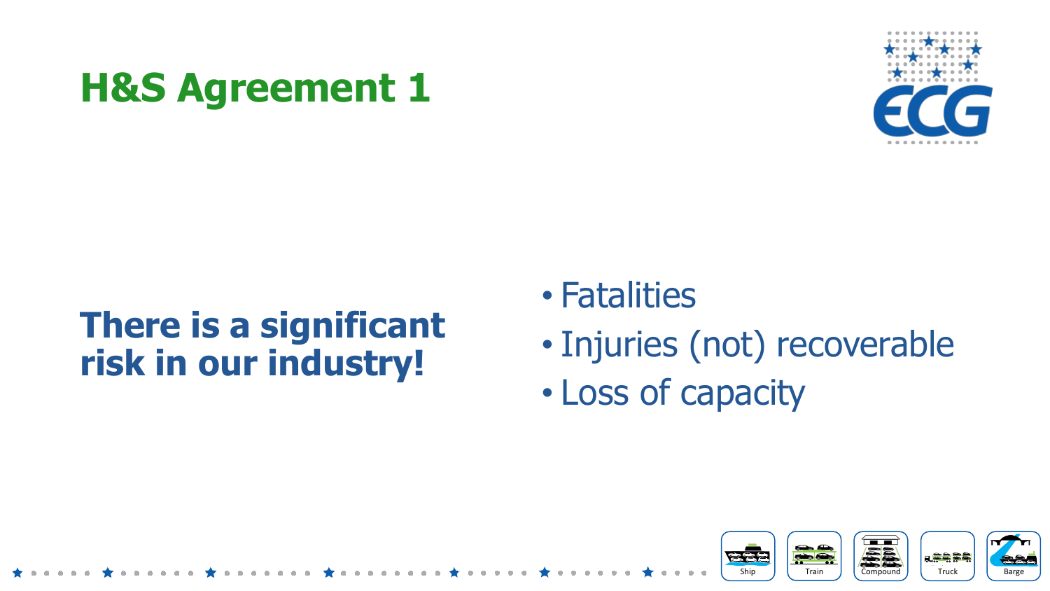# H&S Agreement 1

**There is a significant risk in our industry!**

- Fatalities
- Injuries (not) recoverable
- Loss of capacity

Ship Train Compound Truck Barge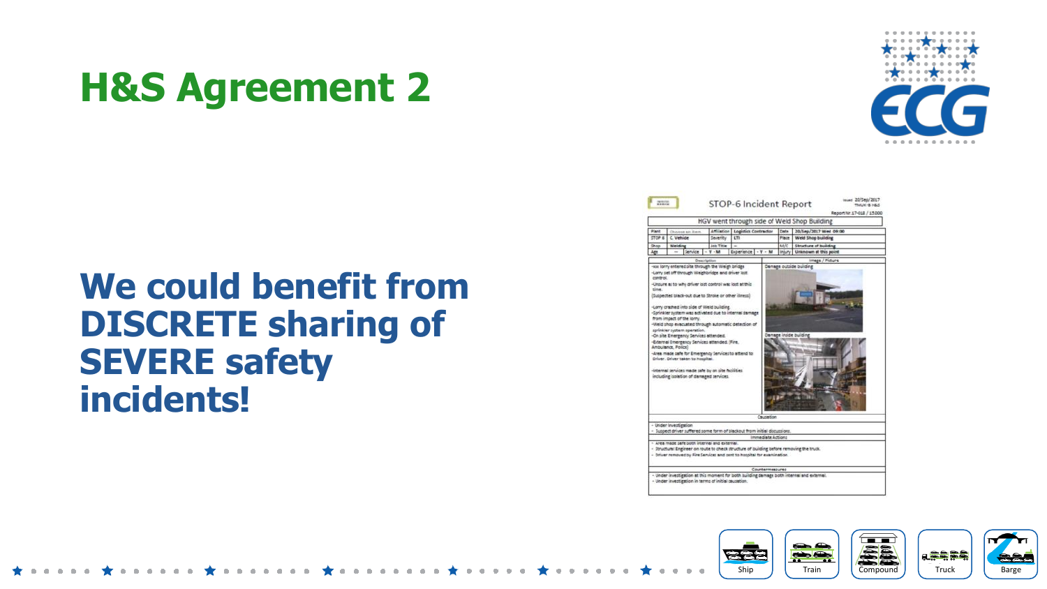# H&S Agreement 2

## We could benefit from DISCRETE sharing of SEVERE safety incidents!

STOP-6 Incident Report

Issued 20/Sep/2017
TMUK-S H&S
Report Nr: 17-018 / 15:000

HGV went through side of Weld Shop Building

| Plant | | Affiliation | Logistics Contractor | Date | 20/Sep/2017 Wed 09:00 |
|---|---|---|---|---|---|
| STOP 6 | C. Vehicle | Severity | LTI | Place | Weld Shop building |
| Shop | Welding | Job Title | – | M/C | Structure of building |
| Age | – Service – Y – M | Experience | – Y – M | Injury | Unknown at this point |

**Description**

- xxx lorry entered site through the Weigh bridge
- Lorry set off through Weighbridge and driver lost control.
- Unsure as to why driver lost control was lost at this time.
- (Suspected black-out due to Stroke or other illness)
- Lorry crashed into side of Weld building.
- Sprinkler system was activated due to internal damage from impact of the lorry.
- Weld shop evacuated through automatic detection of sprinkler system operation.
- On site Emergency Services attended.
- External Emergency Services attended. (Fire, Ambulance, Police)
- Area made safe for Emergency Services to attend to Driver. Driver taken to hospital.
- Internal services made safe by on site facilities including isolation of damaged services.

**Image / Picture**

Damage outside building

Damage inside building

**Causation**

- Under investigation
- Suspect driver suffered some form of blackout from initial discussions.

**Immediate Actions**

- Area made safe both internal and external.
- Structural Engineer on route to check structure of building before removing the truck.
- Driver removed by Fire Services and sent to hospital for examination.

**Countermeasures**

- Under investigation at this moment for both building damage both internal and external.
- Under investigation in terms of initial causation.

Ship | Train | Compound | Truck | Barge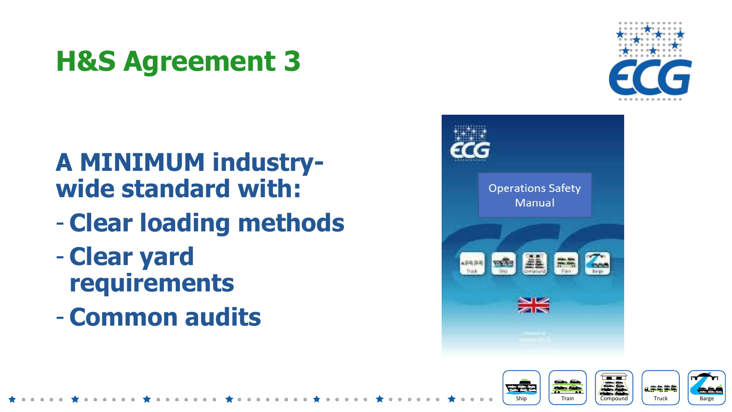# H&S Agreement 3

**A MINIMUM industry-wide standard with:**

- **Clear loading methods**
- **Clear yard requirements**
- **Common audits**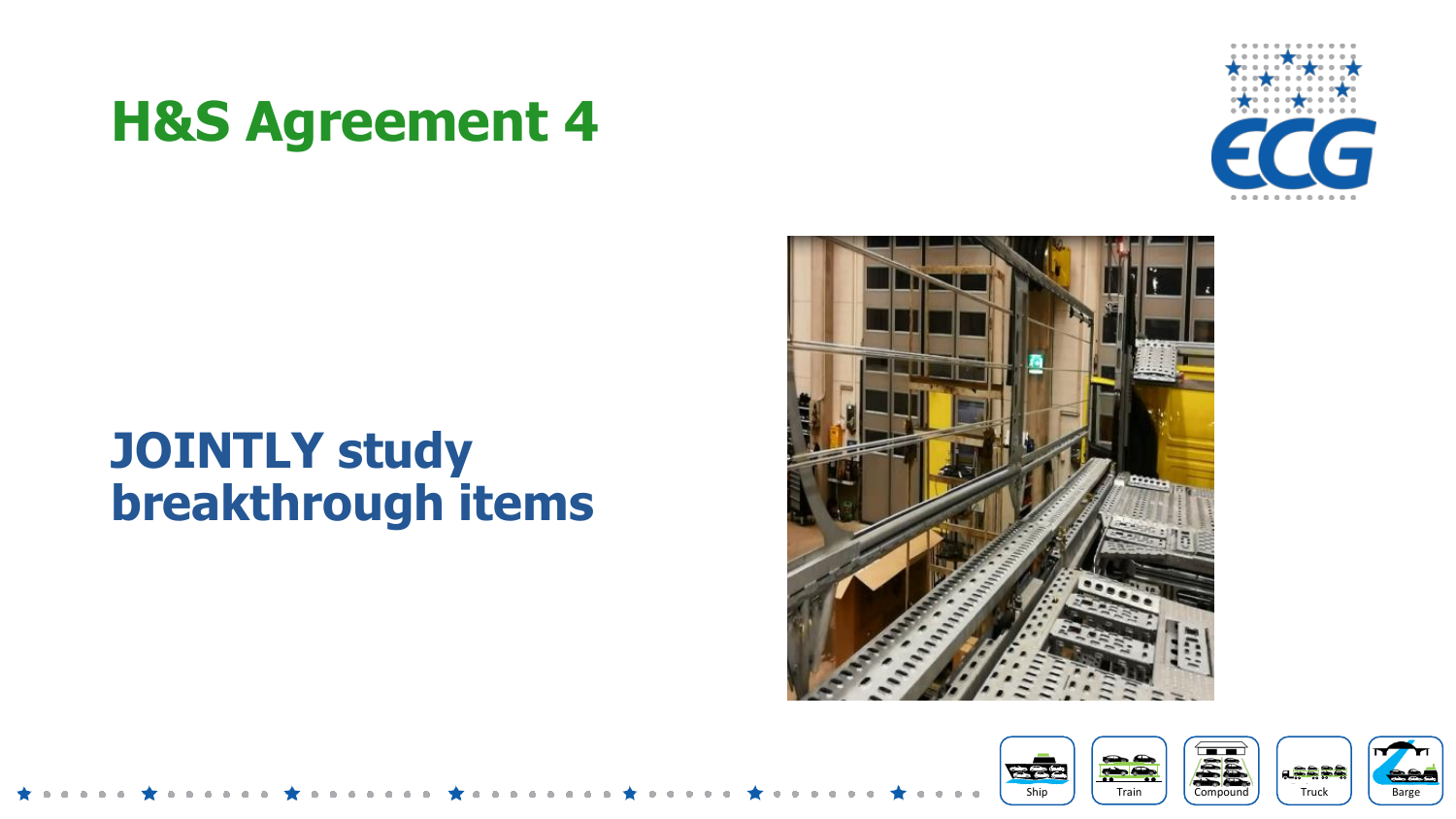# H&S Agreement 4

## JOINTLY study breakthrough items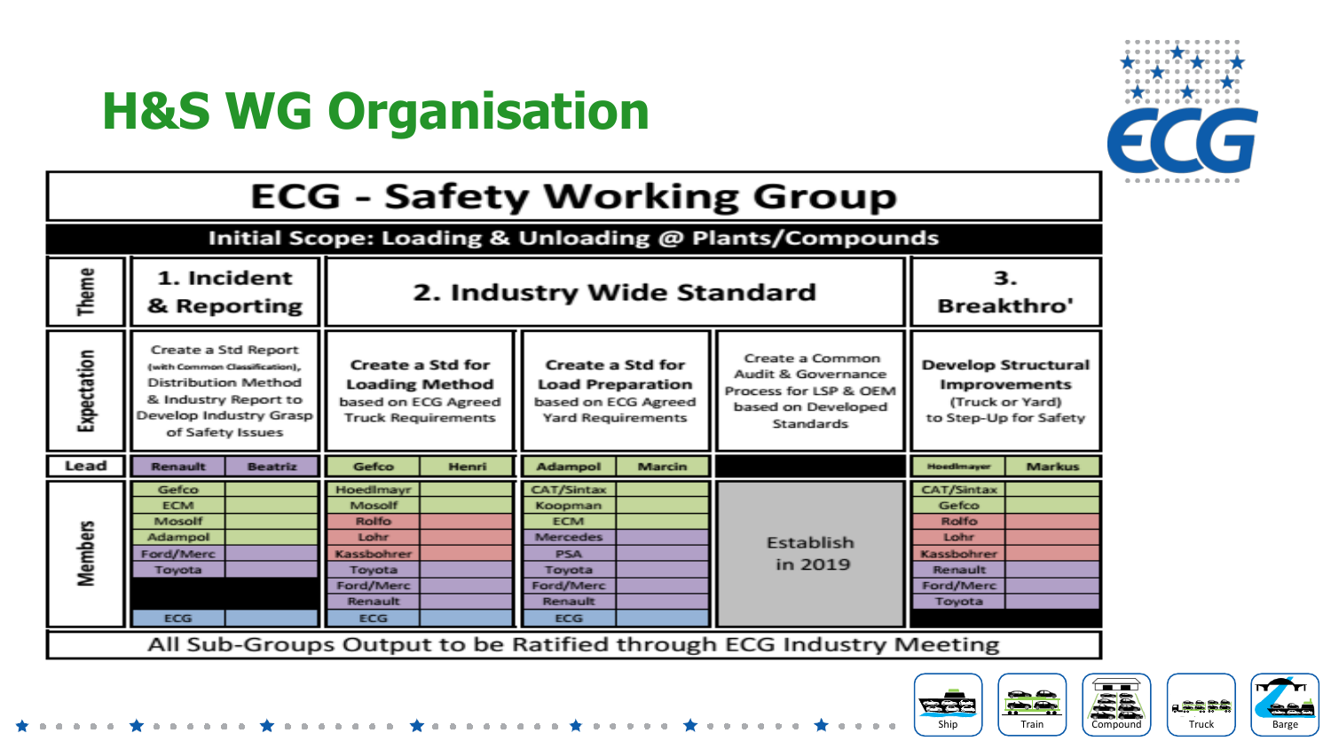# H&S WG Organisation

## ECG - Safety Working Group

**Initial Scope: Loading & Unloading @ Plants/Compounds**

| | 1. Incident & Reporting | | 2. Industry Wide Standard | | | | | | 3. Breakthro' | |
|---|---|---|---|---|---|---|---|---|---|---|
| **Expectation** | Create a Std Report (with Common Classification), Distribution Method & Industry Report to Develop Industry Grasp of Safety Issues | | **Create a Std for Loading Method** based on ECG Agreed Truck Requirements | | **Create a Std for Load Preparation** based on ECG Agreed Yard Requirements | | Create a Common Audit & Governance Process for LSP & OEM based on Developed Standards | | **Develop Structural Improvements** (Truck or Yard) to Step-Up for Safety | |
| **Lead** | Renault | Beatriz | Gefco | Henri | Adampol | Marcin | | | Hoedlmayer | Markus |
| **Members** | Gefco | | Hoedlmayr | | CAT/Sintax | | Establish in 2019 | | CAT/Sintax | |
| | ECM | | Mosolf | | Koopman | | | | Gefco | |
| | Mosolf | | Rolfo | | ECM | | | | Rolfo | |
| | Adampol | | Lohr | | Mercedes | | | | Lohr | |
| | Ford/Merc | | Kassbohrer | | PSA | | | | Kassbohrer | |
| | Toyota | | Toyota | | Toyota | | | | Renault | |
| | | | Ford/Merc | | Ford/Merc | | | | Ford/Merc | |
| | | | Renault | | Renault | | | | Toyota | |
| | ECG | | ECG | | ECG | | | | | |

All Sub-Groups Output to be Ratified through ECG Industry Meeting

Ship Train Compound Truck Barge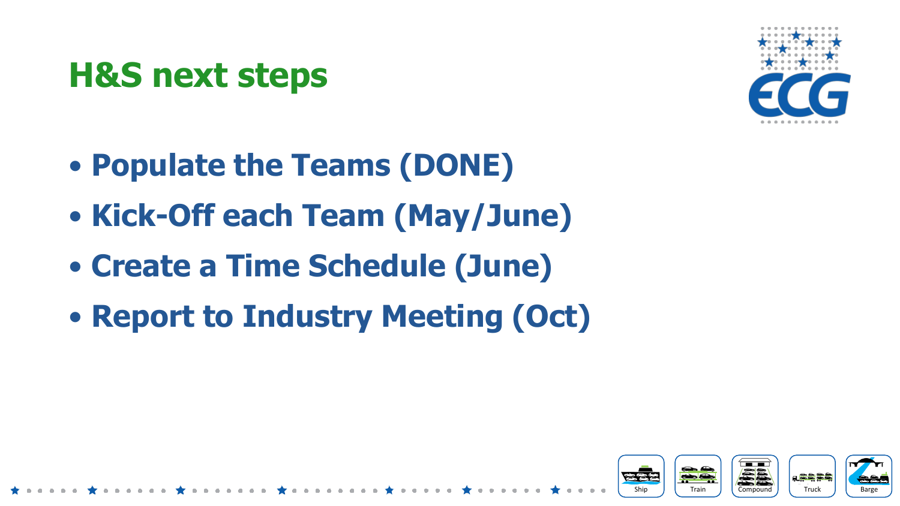# H&S next steps

- **Populate the Teams (DONE)**
- **Kick-Off each Team (May/June)**
- **Create a Time Schedule (June)**
- **Report to Industry Meeting (Oct)**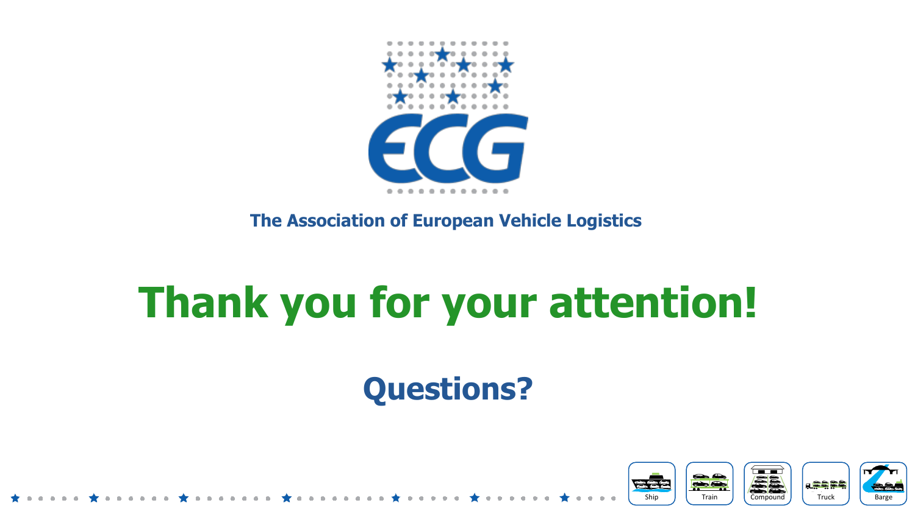ECG

The Association of European Vehicle Logistics

# Thank you for your attention!

## Questions?

Ship Train Compound Truck Barge